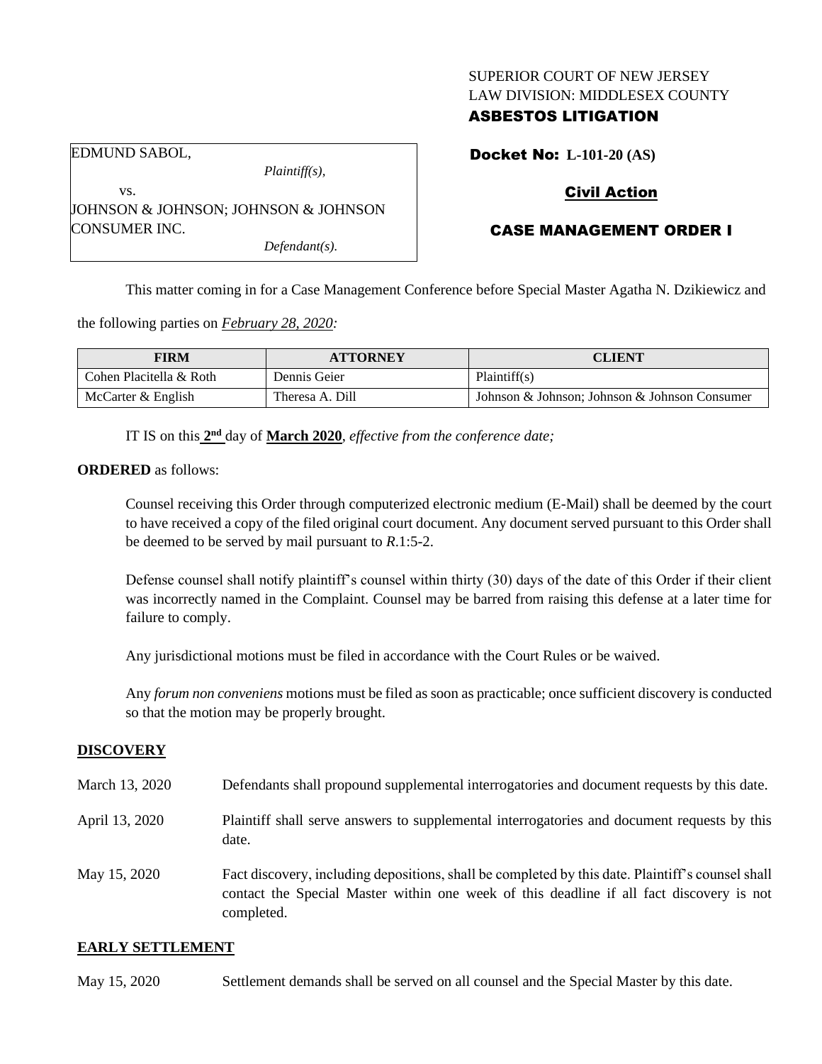SUPERIOR COURT OF NEW JERSEY
LAW DIVISION: MIDDLESEX COUNTY
**ASBESTOS LITIGATION**

EDMUND SABOL,
*Plaintiff(s),*
vs.
JOHNSON & JOHNSON; JOHNSON & JOHNSON CONSUMER INC.
*Defendant(s).*

**Docket No: L-101-20 (AS)**

**Civil Action**

**CASE MANAGEMENT ORDER I**

This matter coming in for a Case Management Conference before Special Master Agatha N. Dzikiewicz and the following parties on *February 28, 2020:*

| FIRM | ATTORNEY | CLIENT |
| --- | --- | --- |
| Cohen Placitella & Roth | Dennis Geier | Plaintiff(s) |
| McCarter & English | Theresa A. Dill | Johnson & Johnson; Johnson & Johnson Consumer |

IT IS on this **2nd** day of **March 2020**, *effective from the conference date;*

**ORDERED** as follows:

Counsel receiving this Order through computerized electronic medium (E-Mail) shall be deemed by the court to have received a copy of the filed original court document. Any document served pursuant to this Order shall be deemed to be served by mail pursuant to *R*.1:5-2.

Defense counsel shall notify plaintiff's counsel within thirty (30) days of the date of this Order if their client was incorrectly named in the Complaint. Counsel may be barred from raising this defense at a later time for failure to comply.

Any jurisdictional motions must be filed in accordance with the Court Rules or be waived.

Any *forum non conveniens* motions must be filed as soon as practicable; once sufficient discovery is conducted so that the motion may be properly brought.

## DISCOVERY

| | |
| --- | --- |
| March 13, 2020 | Defendants shall propound supplemental interrogatories and document requests by this date. |
| April 13, 2020 | Plaintiff shall serve answers to supplemental interrogatories and document requests by this date. |
| May 15, 2020 | Fact discovery, including depositions, shall be completed by this date. Plaintiff's counsel shall contact the Special Master within one week of this deadline if all fact discovery is not completed. |

## EARLY SETTLEMENT

| | |
| --- | --- |
| May 15, 2020 | Settlement demands shall be served on all counsel and the Special Master by this date. |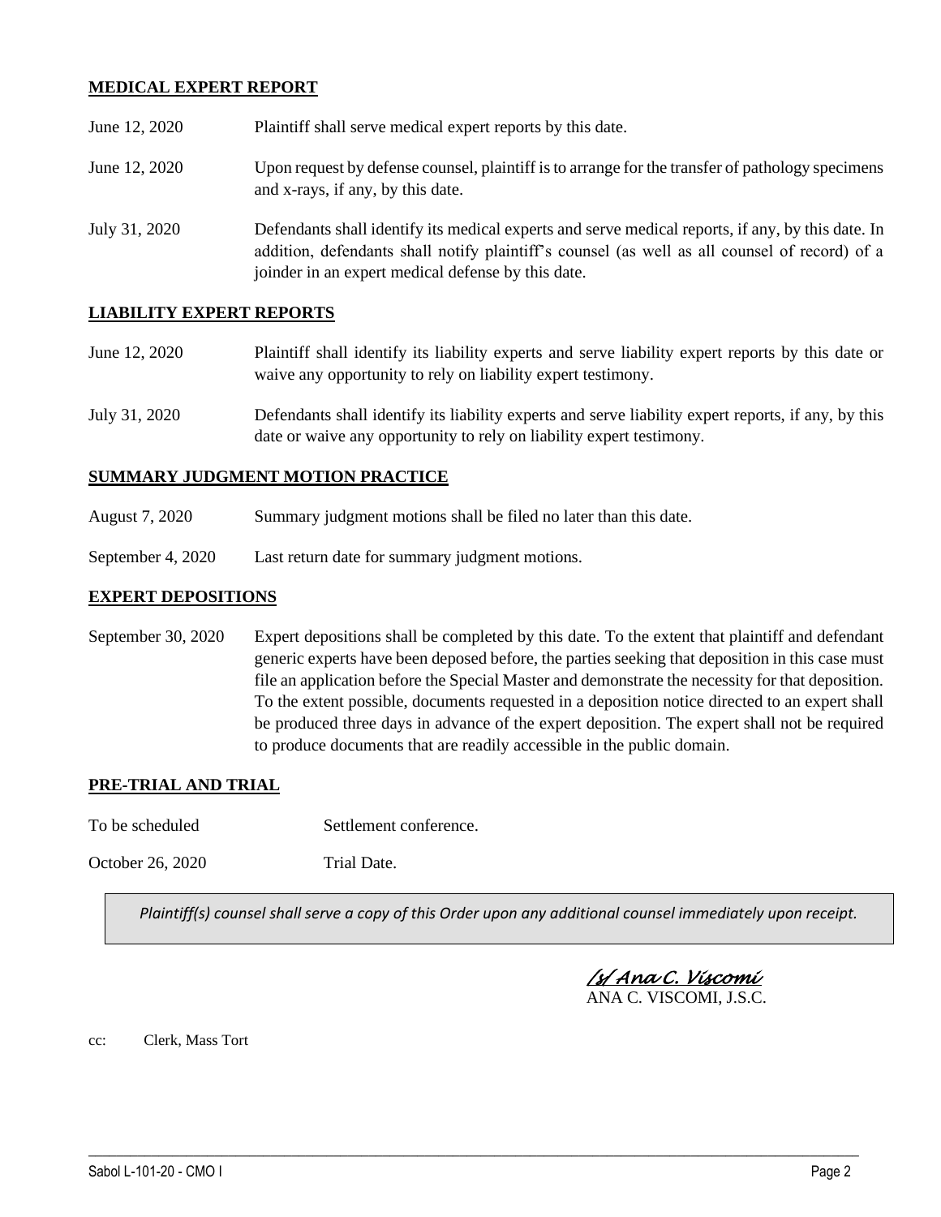**MEDICAL EXPERT REPORT**

| | |
|---|---|
| June 12, 2020 | Plaintiff shall serve medical expert reports by this date. |
| June 12, 2020 | Upon request by defense counsel, plaintiff is to arrange for the transfer of pathology specimens and x-rays, if any, by this date. |
| July 31, 2020 | Defendants shall identify its medical experts and serve medical reports, if any, by this date. In addition, defendants shall notify plaintiff's counsel (as well as all counsel of record) of a joinder in an expert medical defense by this date. |

**LIABILITY EXPERT REPORTS**

| | |
|---|---|
| June 12, 2020 | Plaintiff shall identify its liability experts and serve liability expert reports by this date or waive any opportunity to rely on liability expert testimony. |
| July 31, 2020 | Defendants shall identify its liability experts and serve liability expert reports, if any, by this date or waive any opportunity to rely on liability expert testimony. |

**SUMMARY JUDGMENT MOTION PRACTICE**

| | |
|---|---|
| August 7, 2020 | Summary judgment motions shall be filed no later than this date. |
| September 4, 2020 | Last return date for summary judgment motions. |

**EXPERT DEPOSITIONS**

| | |
|---|---|
| September 30, 2020 | Expert depositions shall be completed by this date. To the extent that plaintiff and defendant generic experts have been deposed before, the parties seeking that deposition in this case must file an application before the Special Master and demonstrate the necessity for that deposition. To the extent possible, documents requested in a deposition notice directed to an expert shall be produced three days in advance of the expert deposition. The expert shall not be required to produce documents that are readily accessible in the public domain. |

**PRE-TRIAL AND TRIAL**

| | |
|---|---|
| To be scheduled | Settlement conference. |
| October 26, 2020 | Trial Date. |

*Plaintiff(s) counsel shall serve a copy of this Order upon any additional counsel immediately upon receipt.*

*/s/ Ana C. Viscomi*
ANA C. VISCOMI, J.S.C.

cc: Clerk, Mass Tort